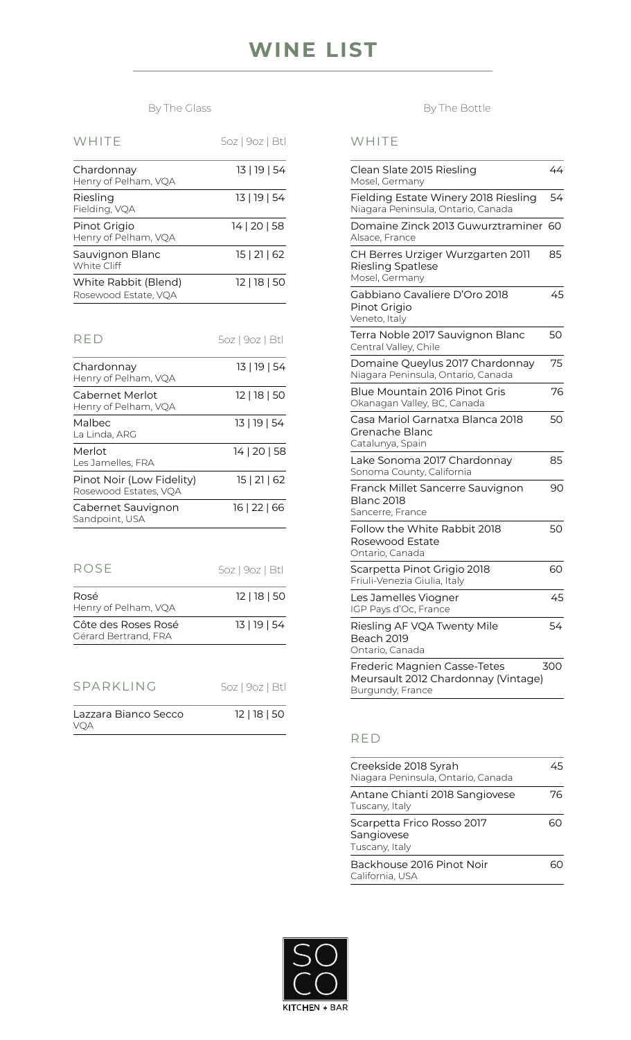# WINE LIST

## By The Glass

### WHITE

| WHITE | 5oz \| 9oz \| Btl |
|---|---|
| Chardonnay<br>Henry of Pelham, VQA | 13 \| 19 \| 54 |
| Riesling<br>Fielding, VQA | 13 \| 19 \| 54 |
| Pinot Grigio<br>Henry of Pelham, VQA | 14 \| 20 \| 58 |
| Sauvignon Blanc<br>White Cliff | 15 \| 21 \| 62 |
| White Rabbit (Blend)<br>Rosewood Estate, VQA | 12 \| 18 \| 50 |

### RED

| RED | 5oz \| 9oz \| Btl |
|---|---|
| Chardonnay<br>Henry of Pelham, VQA | 13 \| 19 \| 54 |
| Cabernet Merlot<br>Henry of Pelham, VQA | 12 \| 18 \| 50 |
| Malbec<br>La Linda, ARG | 13 \| 19 \| 54 |
| Merlot<br>Les Jamelles, FRA | 14 \| 20 \| 58 |
| Pinot Noir (Low Fidelity)<br>Rosewood Estates, VQA | 15 \| 21 \| 62 |
| Cabernet Sauvignon<br>Sandpoint, USA | 16 \| 22 \| 66 |

### ROSE

| ROSE | 5oz \| 9oz \| Btl |
|---|---|
| Rosé<br>Henry of Pelham, VQA | 12 \| 18 \| 50 |
| Côte des Roses Rosé<br>Gérard Bertrand, FRA | 13 \| 19 \| 54 |

### SPARKLING

| SPARKLING | 5oz \| 9oz \| Btl |
|---|---|
| Lazzara Bianco Secco<br>VQA | 12 \| 18 \| 50 |

## By The Bottle

### WHITE

| | |
|---|---|
| Clean Slate 2015 Riesling<br>Mosel, Germany | 44 |
| Fielding Estate Winery 2018 Riesling<br>Niagara Peninsula, Ontario, Canada | 54 |
| Domaine Zinck 2013 Guwurztraminer<br>Alsace, France | 60 |
| CH Berres Urziger Wurzgarten 2011 Riesling Spatlese<br>Mosel, Germany | 85 |
| Gabbiano Cavaliere D'Oro 2018 Pinot Grigio<br>Veneto, Italy | 45 |
| Terra Noble 2017 Sauvignon Blanc<br>Central Valley, Chile | 50 |
| Domaine Queylus 2017 Chardonnay<br>Niagara Peninsula, Ontario, Canada | 75 |
| Blue Mountain 2016 Pinot Gris<br>Okanagan Valley, BC, Canada | 76 |
| Casa Mariol Garnatxa Blanca 2018 Grenache Blanc<br>Catalunya, Spain | 50 |
| Lake Sonoma 2017 Chardonnay<br>Sonoma County, California | 85 |
| Franck Millet Sancerre Sauvignon Blanc 2018<br>Sancerre, France | 90 |
| Follow the White Rabbit 2018 Rosewood Estate<br>Ontario, Canada | 50 |
| Scarpetta Pinot Grigio 2018<br>Friuli-Venezia Giulia, Italy | 60 |
| Les Jamelles Viognier<br>IGP Pays d'Oc, France | 45 |
| Riesling AF VQA Twenty Mile Beach 2019<br>Ontario, Canada | 54 |
| Frederic Magnien Casse-Tetes Meursault 2012 Chardonnay (Vintage)<br>Burgundy, France | 300 |

### RED

| | |
|---|---|
| Creekside 2018 Syrah<br>Niagara Peninsula, Ontario, Canada | 45 |
| Antane Chianti 2018 Sangiovese<br>Tuscany, Italy | 76 |
| Scarpetta Frico Rosso 2017 Sangiovese<br>Tuscany, Italy | 60 |
| Backhouse 2016 Pinot Noir<br>California, USA | 60 |

SO CO
KITCHEN + BAR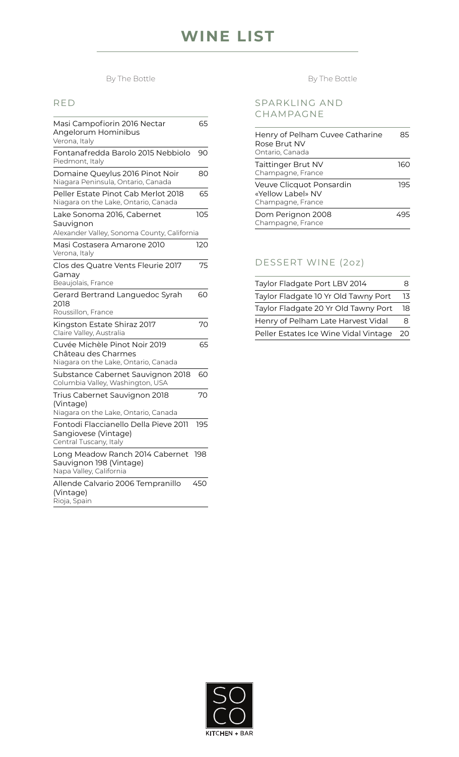# WINE LIST

By The Bottle

## RED

| | |
|---|---|
| Masi Campofiorin 2016 Nectar Angelorum Hominibus<br>Verona, Italy | 65 |
| Fontanafredda Barolo 2015 Nebbiolo<br>Piedmont, Italy | 90 |
| Domaine Queylus 2016 Pinot Noir<br>Niagara Peninsula, Ontario, Canada | 80 |
| Peller Estate Pinot Cab Merlot 2018<br>Niagara on the Lake, Ontario, Canada | 65 |
| Lake Sonoma 2016, Cabernet Sauvignon<br>Alexander Valley, Sonoma County, California | 105 |
| Masi Costasera Amarone 2010<br>Verona, Italy | 120 |
| Clos des Quatre Vents Fleurie 2017 Gamay<br>Beaujolais, France | 75 |
| Gerard Bertrand Languedoc Syrah 2018<br>Roussillon, France | 60 |
| Kingston Estate Shiraz 2017<br>Claire Valley, Australia | 70 |
| Cuvée Michèle Pinot Noir 2019 Château des Charmes<br>Niagara on the Lake, Ontario, Canada | 65 |
| Substance Cabernet Sauvignon 2018<br>Columbia Valley, Washington, USA | 60 |
| Trius Cabernet Sauvignon 2018 (Vintage)<br>Niagara on the Lake, Ontario, Canada | 70 |
| Fontodi Flaccianello Della Pieve 2011 Sangiovese (Vintage)<br>Central Tuscany, Italy | 195 |
| Long Meadow Ranch 2014 Cabernet Sauvignon 198 (Vintage)<br>Napa Valley, California | 198 |
| Allende Calvario 2006 Tempranillo (Vintage)<br>Rioja, Spain | 450 |

By The Bottle

## SPARKLING AND CHAMPAGNE

| | |
|---|---|
| Henry of Pelham Cuvee Catharine Rose Brut NV<br>Ontario, Canada | 85 |
| Taittinger Brut NV<br>Champagne, France | 160 |
| Veuve Clicquot Ponsardin «Yellow Label» NV<br>Champagne, France | 195 |
| Dom Perignon 2008<br>Champagne, France | 495 |

## DESSERT WINE (2oz)

| | |
|---|---|
| Taylor Fladgate Port LBV 2014 | 8 |
| Taylor Fladgate 10 Yr Old Tawny Port | 13 |
| Taylor Fladgate 20 Yr Old Tawny Port | 18 |
| Henry of Pelham Late Harvest Vidal | 8 |
| Peller Estates Ice Wine Vidal Vintage | 20 |

SO CO
KITCHEN + BAR